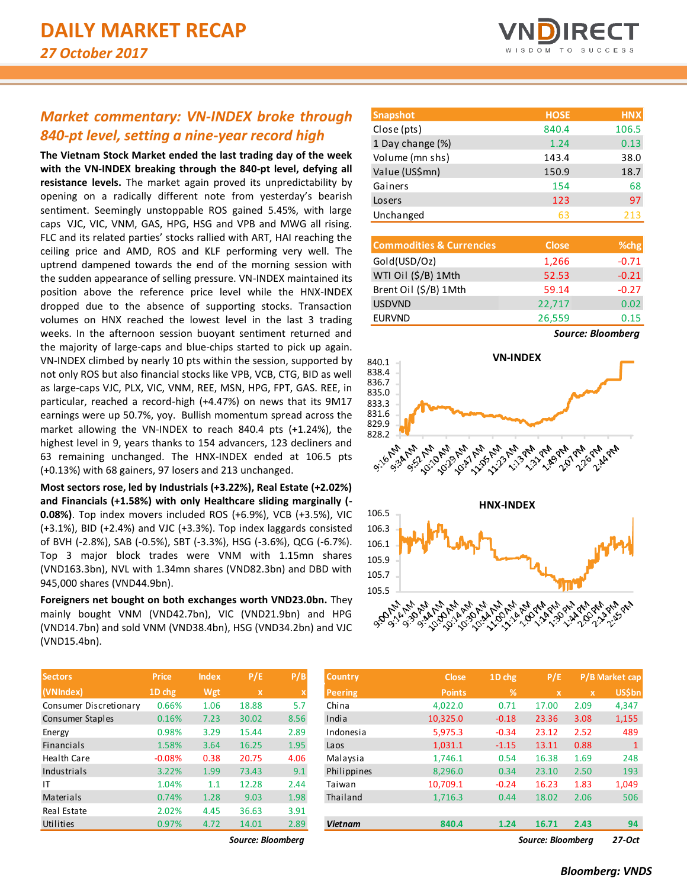# DAILY MARKET RECAP

*27 October 2017*

## *Market commentary: VN-INDEX broke through 840-pt level, setting a nine-year record high*

**The Vietnam Stock Market ended the last trading day of the week with the VN-INDEX breaking through the 840-pt level, defying all resistance levels.** The market again proved its unpredictability by opening on a radically different note from yesterday's bearish sentiment. Seemingly unstoppable ROS gained 5.45%, with large caps VJC, VIC, VNM, GAS, HPG, HSG and VPB and MWG all rising. FLC and its related parties' stocks rallied with ART, HAI reaching the ceiling price and AMD, ROS and KLF performing very well. The uptrend dampened towards the end of the morning session with the sudden appearance of selling pressure. VN-INDEX maintained its position above the reference price level while the HNX-INDEX dropped due to the absence of supporting stocks. Transaction volumes on HNX reached the lowest level in the last 3 trading weeks. In the afternoon session buoyant sentiment returned and the majority of large-caps and blue-chips started to pick up again. VN-INDEX climbed by nearly 10 pts within the session, supported by not only ROS but also financial stocks like VPB, VCB, CTG, BID as well as large-caps VJC, PLX, VIC, VNM, REE, MSN, HPG, FPT, GAS. REE, in particular, reached a record-high (+4.47%) on news that its 9M17 earnings were up 50.7%, yoy. Bullish momentum spread across the market allowing the VN-INDEX to reach 840.4 pts (+1.24%), the highest level in 9, years thanks to 154 advancers, 123 decliners and 63 remaining unchanged. The HNX-INDEX ended at 106.5 pts (+0.13%) with 68 gainers, 97 losers and 213 unchanged.

**Most sectors rose, led by Industrials (+3.22%), Real Estate (+2.02%) and Financials (+1.58%) with only Healthcare sliding marginally (-0.08%)**. Top index movers included ROS (+6.9%), VCB (+3.5%), VIC (+3.1%), BID (+2.4%) and VJC (+3.3%). Top index laggards consisted of BVH (-2.8%), SAB (-0.5%), SBT (-3.3%), HSG (-3.6%), QCG (-6.7%). Top 3 major block trades were VNM with 1.15mn shares (VND163.3bn), NVL with 1.34mn shares (VND82.3bn) and DBD with 945,000 shares (VND44.9bn).

**Foreigners net bought on both exchanges worth VND23.0bn.** They mainly bought VNM (VND42.7bn), VIC (VND21.9bn) and HPG (VND14.7bn) and sold VNM (VND38.4bn), HSG (VND34.2bn) and VJC (VND15.4bn).

| Snapshot | HOSE | HNX |
|---|---|---|
| Close (pts) | 840.4 | 106.5 |
| 1 Day change (%) | 1.24 | 0.13 |
| Volume (mn shs) | 143.4 | 38.0 |
| Value (US$mn) | 150.9 | 18.7 |
| Gainers | 154 | 68 |
| Losers | 123 | 97 |
| Unchanged | 63 | 213 |

| Commodities & Currencies | Close | %chg |
|---|---|---|
| Gold(USD/Oz) | 1,266 | -0.71 |
| WTI Oil ($/B) 1Mth | 52.53 | -0.21 |
| Brent Oil ($/B) 1Mth | 59.14 | -0.27 |
| USDVND | 22,717 | 0.02 |
| EURVND | 26,559 | 0.15 |

*Source: Bloomberg*

| Sectors (VNIndex) | Price 1D chg | Index Wgt | P/E x | P/B x |
|---|---|---|---|---|
| Consumer Discretionary | 0.66% | 1.06 | 18.88 | 5.7 |
| Consumer Staples | 0.16% | 7.23 | 30.02 | 8.56 |
| Energy | 0.98% | 3.29 | 15.44 | 2.89 |
| Financials | 1.58% | 3.64 | 16.25 | 1.95 |
| Health Care | -0.08% | 0.38 | 20.75 | 4.06 |
| Industrials | 3.22% | 1.99 | 73.43 | 9.1 |
| IT | 1.04% | 1.1 | 12.28 | 2.44 |
| Materials | 0.74% | 1.28 | 9.03 | 1.98 |
| Real Estate | 2.02% | 4.45 | 36.63 | 3.91 |
| Utilities | 0.97% | 4.72 | 14.01 | 2.89 |

*Source: Bloomberg*

| Country Peering | Close Points | 1D chg % | P/E x | P/B x | Market cap US$bn |
|---|---|---|---|---|---|
| China | 4,022.0 | 0.71 | 17.00 | 2.09 | 4,347 |
| India | 10,325.0 | -0.18 | 23.36 | 3.08 | 1,155 |
| Indonesia | 5,975.3 | -0.34 | 23.12 | 2.52 | 489 |
| Laos | 1,031.1 | -1.15 | 13.11 | 0.88 | 1 |
| Malaysia | 1,746.1 | 0.54 | 16.38 | 1.69 | 248 |
| Philippines | 8,296.0 | 0.34 | 23.10 | 2.50 | 193 |
| Taiwan | 10,709.1 | -0.24 | 16.23 | 1.83 | 1,049 |
| Thailand | 1,716.3 | 0.44 | 18.02 | 2.06 | 506 |
| ***Vietnam*** | **840.4** | **1.24** | **16.71** | **2.43** | **94** |

*Source: Bloomberg* *27-Oct*

*Bloomberg: VNDS*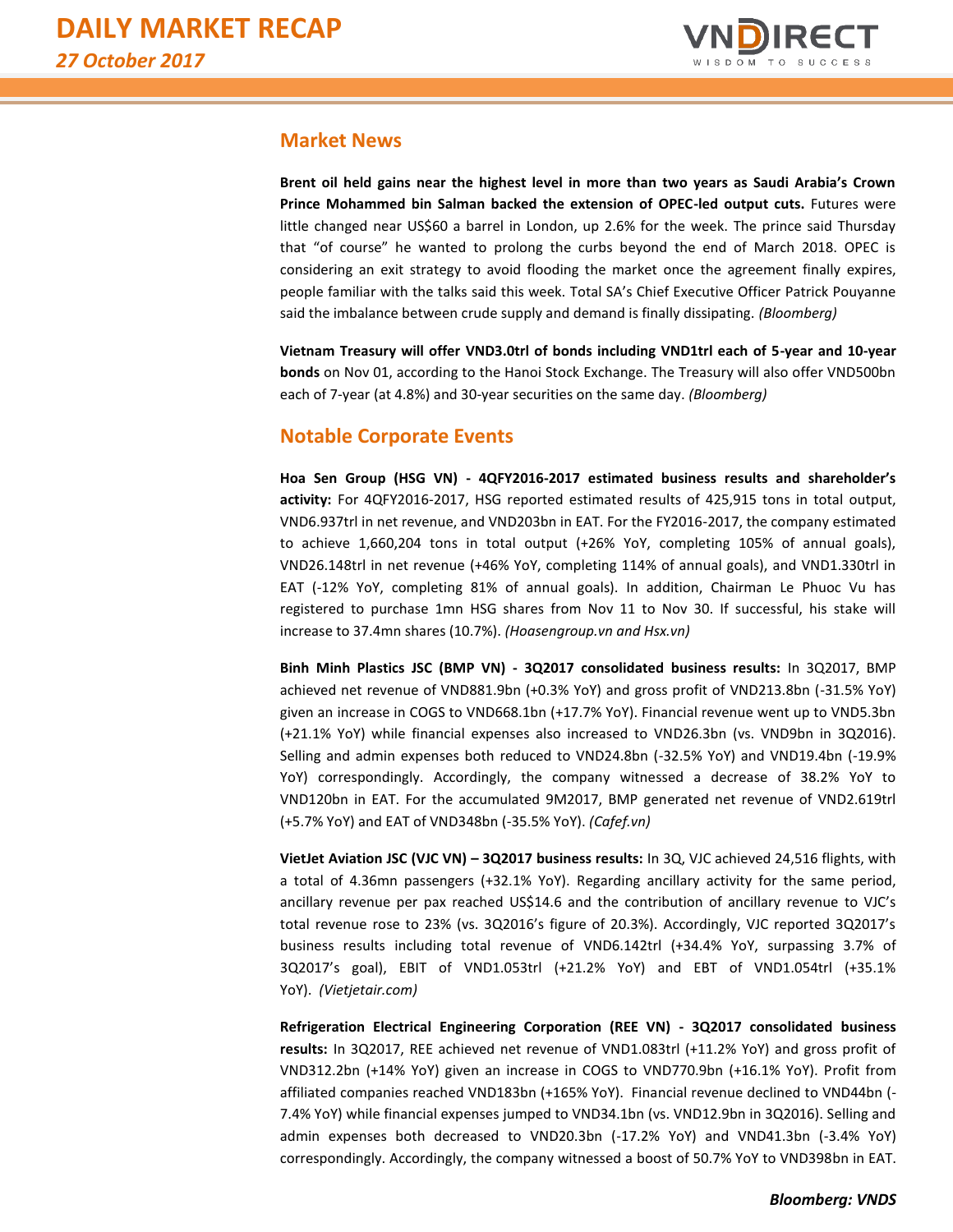## Market News

**Brent oil held gains near the highest level in more than two years as Saudi Arabia's Crown Prince Mohammed bin Salman backed the extension of OPEC-led output cuts.** Futures were little changed near US$60 a barrel in London, up 2.6% for the week. The prince said Thursday that "of course" he wanted to prolong the curbs beyond the end of March 2018. OPEC is considering an exit strategy to avoid flooding the market once the agreement finally expires, people familiar with the talks said this week. Total SA's Chief Executive Officer Patrick Pouyanne said the imbalance between crude supply and demand is finally dissipating. *(Bloomberg)*

**Vietnam Treasury will offer VND3.0trl of bonds including VND1trl each of 5-year and 10-year bonds** on Nov 01, according to the Hanoi Stock Exchange. The Treasury will also offer VND500bn each of 7-year (at 4.8%) and 30-year securities on the same day. *(Bloomberg)*

## Notable Corporate Events

**Hoa Sen Group (HSG VN) - 4QFY2016-2017 estimated business results and shareholder's activity:** For 4QFY2016-2017, HSG reported estimated results of 425,915 tons in total output, VND6.937trl in net revenue, and VND203bn in EAT. For the FY2016-2017, the company estimated to achieve 1,660,204 tons in total output (+26% YoY, completing 105% of annual goals), VND26.148trl in net revenue (+46% YoY, completing 114% of annual goals), and VND1.330trl in EAT (-12% YoY, completing 81% of annual goals). In addition, Chairman Le Phuoc Vu has registered to purchase 1mn HSG shares from Nov 11 to Nov 30. If successful, his stake will increase to 37.4mn shares (10.7%). *(Hoasengroup.vn and Hsx.vn)*

**Binh Minh Plastics JSC (BMP VN) - 3Q2017 consolidated business results:** In 3Q2017, BMP achieved net revenue of VND881.9bn (+0.3% YoY) and gross profit of VND213.8bn (-31.5% YoY) given an increase in COGS to VND668.1bn (+17.7% YoY). Financial revenue went up to VND5.3bn (+21.1% YoY) while financial expenses also increased to VND26.3bn (vs. VND9bn in 3Q2016). Selling and admin expenses both reduced to VND24.8bn (-32.5% YoY) and VND19.4bn (-19.9% YoY) correspondingly. Accordingly, the company witnessed a decrease of 38.2% YoY to VND120bn in EAT. For the accumulated 9M2017, BMP generated net revenue of VND2.619trl (+5.7% YoY) and EAT of VND348bn (-35.5% YoY). *(Cafef.vn)*

**VietJet Aviation JSC (VJC VN) – 3Q2017 business results:** In 3Q, VJC achieved 24,516 flights, with a total of 4.36mn passengers (+32.1% YoY). Regarding ancillary activity for the same period, ancillary revenue per pax reached US$14.6 and the contribution of ancillary revenue to VJC's total revenue rose to 23% (vs. 3Q2016's figure of 20.3%). Accordingly, VJC reported 3Q2017's business results including total revenue of VND6.142trl (+34.4% YoY, surpassing 3.7% of 3Q2017's goal), EBIT of VND1.053trl (+21.2% YoY) and EBT of VND1.054trl (+35.1% YoY). *(Vietjetair.com)*

**Refrigeration Electrical Engineering Corporation (REE VN) - 3Q2017 consolidated business results:** In 3Q2017, REE achieved net revenue of VND1.083trl (+11.2% YoY) and gross profit of VND312.2bn (+14% YoY) given an increase in COGS to VND770.9bn (+16.1% YoY). Profit from affiliated companies reached VND183bn (+165% YoY). Financial revenue declined to VND44bn (-7.4% YoY) while financial expenses jumped to VND34.1bn (vs. VND12.9bn in 3Q2016). Selling and admin expenses both decreased to VND20.3bn (-17.2% YoY) and VND41.3bn (-3.4% YoY) correspondingly. Accordingly, the company witnessed a boost of 50.7% YoY to VND398bn in EAT.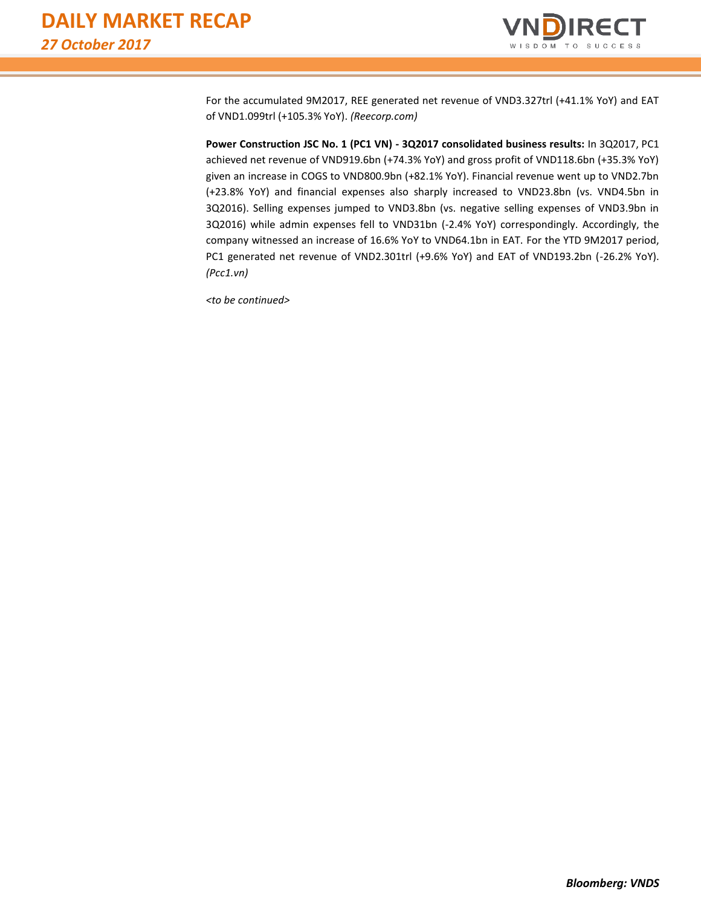For the accumulated 9M2017, REE generated net revenue of VND3.327trl (+41.1% YoY) and EAT of VND1.099trl (+105.3% YoY). *(Reecorp.com)*

**Power Construction JSC No. 1 (PC1 VN) - 3Q2017 consolidated business results:** In 3Q2017, PC1 achieved net revenue of VND919.6bn (+74.3% YoY) and gross profit of VND118.6bn (+35.3% YoY) given an increase in COGS to VND800.9bn (+82.1% YoY). Financial revenue went up to VND2.7bn (+23.8% YoY) and financial expenses also sharply increased to VND23.8bn (vs. VND4.5bn in 3Q2016). Selling expenses jumped to VND3.8bn (vs. negative selling expenses of VND3.9bn in 3Q2016) while admin expenses fell to VND31bn (-2.4% YoY) correspondingly. Accordingly, the company witnessed an increase of 16.6% YoY to VND64.1bn in EAT. For the YTD 9M2017 period, PC1 generated net revenue of VND2.301trl (+9.6% YoY) and EAT of VND193.2bn (-26.2% YoY). *(Pcc1.vn)*

*<to be continued>*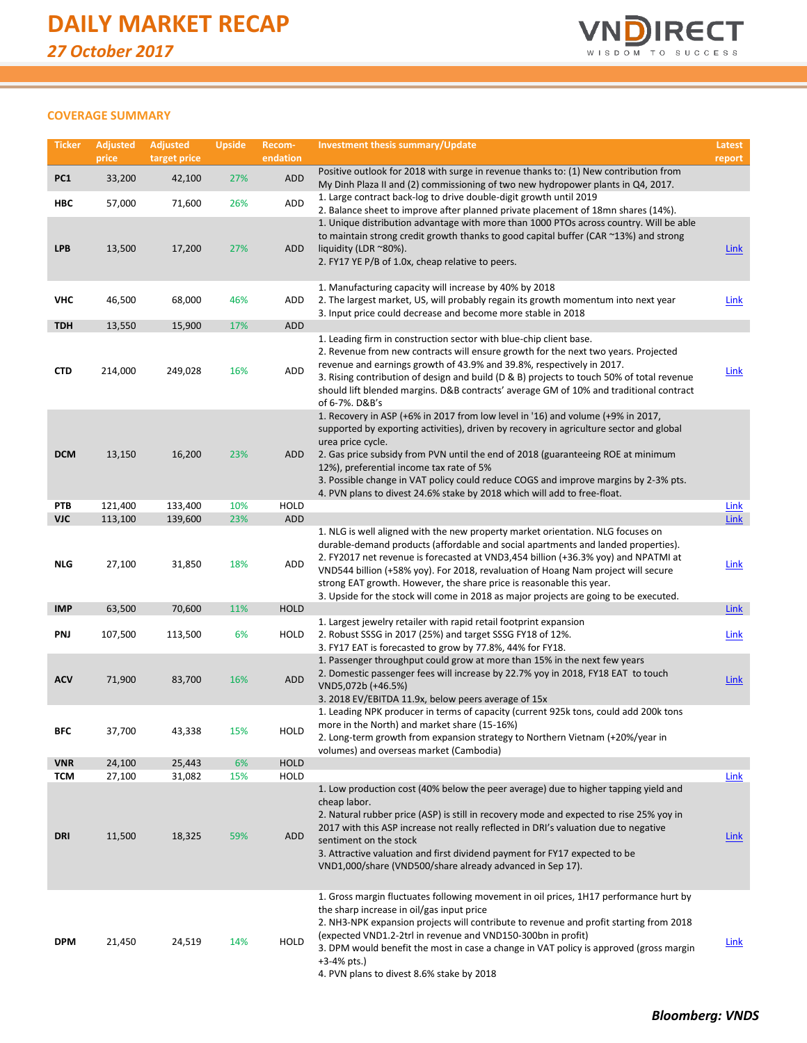# DAILY MARKET RECAP

*27 October 2017*

## COVERAGE SUMMARY

| Ticker | Adjusted price | Adjusted target price | Upside | Recom-endation | Investment thesis summary/Update | Latest report |
|---|---|---|---|---|---|---|
| PC1 | 33,200 | 42,100 | 27% | ADD | Positive outlook for 2018 with surge in revenue thanks to: (1) New contribution from My Dinh Plaza II and (2) commissioning of two new hydropower plants in Q4, 2017. | |
| HBC | 57,000 | 71,600 | 26% | ADD | 1. Large contract back-log to drive double-digit growth until 2019<br>2. Balance sheet to improve after planned private placement of 18mn shares (14%). | |
| LPB | 13,500 | 17,200 | 27% | ADD | 1. Unique distribution advantage with more than 1000 PTOs across country. Will be able to maintain strong credit growth thanks to good capital buffer (CAR ~13%) and strong liquidity (LDR ~80%).<br>2. FY17 YE P/B of 1.0x, cheap relative to peers. | Link |
| VHC | 46,500 | 68,000 | 46% | ADD | 1. Manufacturing capacity will increase by 40% by 2018<br>2. The largest market, US, will probably regain its growth momentum into next year<br>3. Input price could decrease and become more stable in 2018 | Link |
| TDH | 13,550 | 15,900 | 17% | ADD | | |
| CTD | 214,000 | 249,028 | 16% | ADD | 1. Leading firm in construction sector with blue-chip client base.<br>2. Revenue from new contracts will ensure growth for the next two years. Projected revenue and earnings growth of 43.9% and 39.8%, respectively in 2017.<br>3. Rising contribution of design and build (D & B) projects to touch 50% of total revenue should lift blended margins. D&B contracts' average GM of 10% and traditional contract of 6-7%. D&B's | Link |
| DCM | 13,150 | 16,200 | 23% | ADD | 1. Recovery in ASP (+6% in 2017 from low level in '16) and volume (+9% in 2017, supported by exporting activities), driven by recovery in agriculture sector and global urea price cycle.<br>2. Gas price subsidy from PVN until the end of 2018 (guaranteeing ROE at minimum 12%), preferential income tax rate of 5%<br>3. Possible change in VAT policy could reduce COGS and improve margins by 2-3% pts.<br>4. PVN plans to divest 24.6% stake by 2018 which will add to free-float. | |
| PTB | 121,400 | 133,400 | 10% | HOLD | | Link |
| VJC | 113,100 | 139,600 | 23% | ADD | | Link |
| NLG | 27,100 | 31,850 | 18% | ADD | 1. NLG is well aligned with the new property market orientation. NLG focuses on durable-demand products (affordable and social apartments and landed properties).<br>2. FY2017 net revenue is forecasted at VND3,454 billion (+36.3% yoy) and NPATMI at VND544 billion (+58% yoy). For 2018, revaluation of Hoang Nam project will secure strong EAT growth. However, the share price is reasonable this year.<br>3. Upside for the stock will come in 2018 as major projects are going to be executed. | Link |
| IMP | 63,500 | 70,600 | 11% | HOLD | | Link |
| PNJ | 107,500 | 113,500 | 6% | HOLD | 1. Largest jewelry retailer with rapid retail footprint expansion<br>2. Robust SSSG in 2017 (25%) and target SSSG FY18 of 12%.<br>3. FY17 EAT is forecasted to grow by 77.8%, 44% for FY18. | Link |
| ACV | 71,900 | 83,700 | 16% | ADD | 1. Passenger throughput could grow at more than 15% in the next few years<br>2. Domestic passenger fees will increase by 22.7% yoy in 2018, FY18 EAT to touch VND5,072b (+46.5%)<br>3. 2018 EV/EBITDA 11.9x, below peers average of 15x | Link |
| BFC | 37,700 | 43,338 | 15% | HOLD | 1. Leading NPK producer in terms of capacity (current 925k tons, could add 200k tons more in the North) and market share (15-16%)<br>2. Long-term growth from expansion strategy to Northern Vietnam (+20%/year in volumes) and overseas market (Cambodia) | |
| VNR | 24,100 | 25,443 | 6% | HOLD | | |
| TCM | 27,100 | 31,082 | 15% | HOLD | | Link |
| DRI | 11,500 | 18,325 | 59% | ADD | 1. Low production cost (40% below the peer average) due to higher tapping yield and cheap labor.<br>2. Natural rubber price (ASP) is still in recovery mode and expected to rise 25% yoy in 2017 with this ASP increase not really reflected in DRI's valuation due to negative sentiment on the stock<br>3. Attractive valuation and first dividend payment for FY17 expected to be VND1,000/share (VND500/share already advanced in Sep 17). | Link |
| DPM | 21,450 | 24,519 | 14% | HOLD | 1. Gross margin fluctuates following movement in oil prices, 1H17 performance hurt by the sharp increase in oil/gas input price<br>2. NH3-NPK expansion projects will contribute to revenue and profit starting from 2018 (expected VND1.2-2trl in revenue and VND150-300bn in profit)<br>3. DPM would benefit the most in case a change in VAT policy is approved (gross margin +3-4% pts.)<br>4. PVN plans to divest 8.6% stake by 2018 | Link |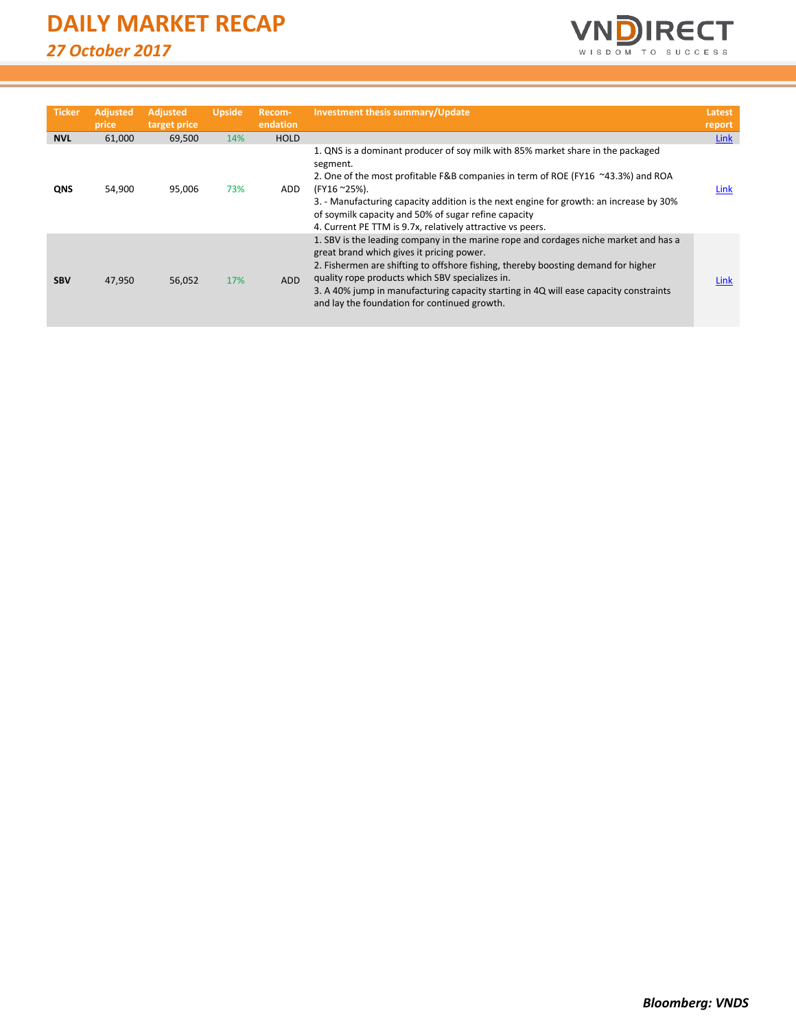| Ticker | Adjusted price | Adjusted target price | Upside | Recom-endation | Investment thesis summary/Update | Latest report |
|---|---|---|---|---|---|---|
| NVL | 61,000 | 69,500 | 14% | HOLD | | Link |
| QNS | 54,900 | 95,006 | 73% | ADD | 1. QNS is a dominant producer of soy milk with 85% market share in the packaged segment.<br>2. One of the most profitable F&B companies in term of ROE (FY16 ~43.3%) and ROA (FY16 ~25%).<br>3. - Manufacturing capacity addition is the next engine for growth: an increase by 30% of soymilk capacity and 50% of sugar refine capacity<br>4. Current PE TTM is 9.7x, relatively attractive vs peers. | Link |
| SBV | 47,950 | 56,052 | 17% | ADD | 1. SBV is the leading company in the marine rope and cordages niche market and has a great brand which gives it pricing power.<br>2. Fishermen are shifting to offshore fishing, thereby boosting demand for higher quality rope products which SBV specializes in.<br>3. A 40% jump in manufacturing capacity starting in 4Q will ease capacity constraints and lay the foundation for continued growth. | Link |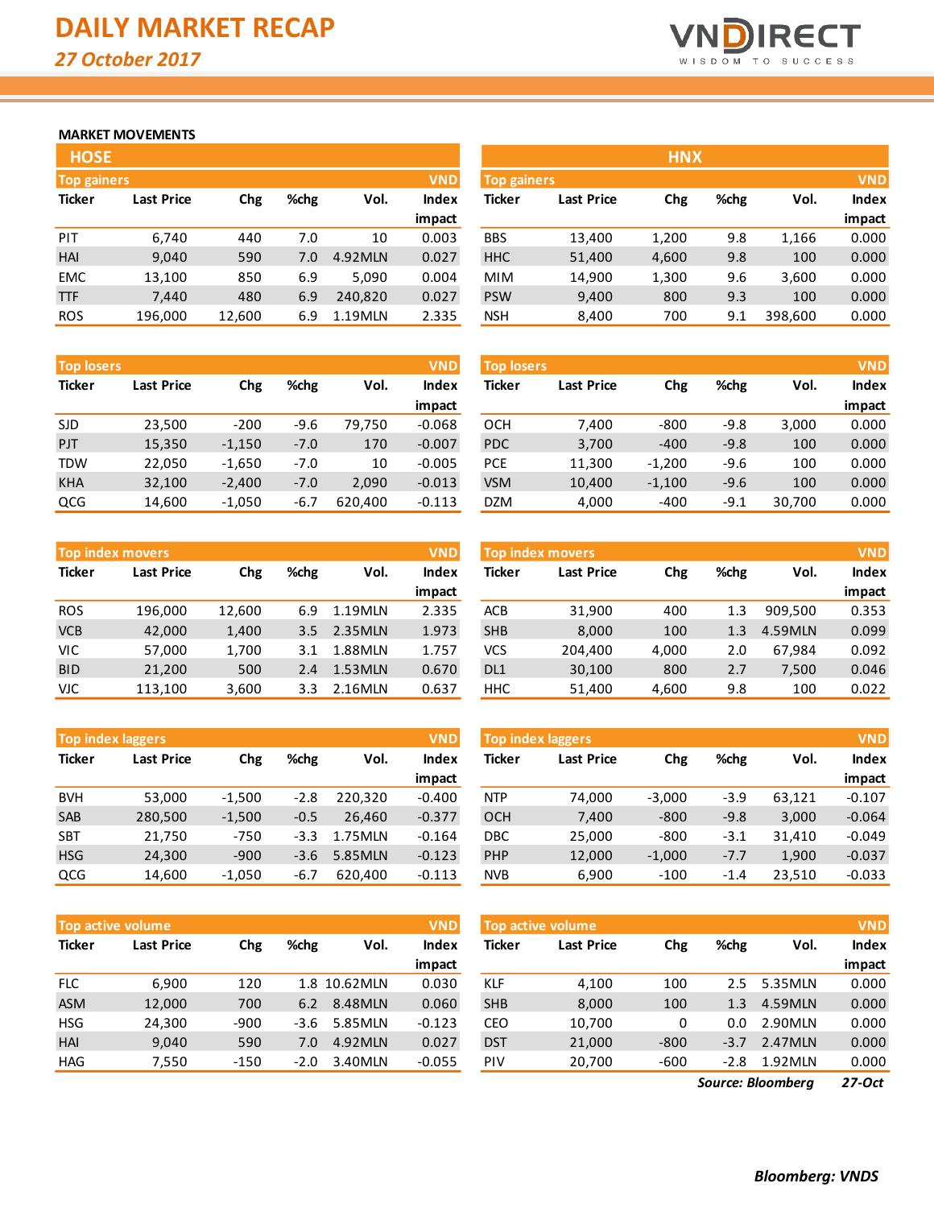# DAILY MARKET RECAP

*27 October 2017*

## MARKET MOVEMENTS

### HOSE

**Top gainers** (VND)

| Ticker | Last Price | Chg | %chg | Vol. | Index impact |
|---|---|---|---|---|---|
| PIT | 6,740 | 440 | 7.0 | 10 | 0.003 |
| HAI | 9,040 | 590 | 7.0 | 4.92MLN | 0.027 |
| EMC | 13,100 | 850 | 6.9 | 5,090 | 0.004 |
| TTF | 7,440 | 480 | 6.9 | 240,820 | 0.027 |
| ROS | 196,000 | 12,600 | 6.9 | 1.19MLN | 2.335 |

**Top losers** (VND)

| Ticker | Last Price | Chg | %chg | Vol. | Index impact |
|---|---|---|---|---|---|
| SJD | 23,500 | -200 | -9.6 | 79,750 | -0.068 |
| PJT | 15,350 | -1,150 | -7.0 | 170 | -0.007 |
| TDW | 22,050 | -1,650 | -7.0 | 10 | -0.005 |
| KHA | 32,100 | -2,400 | -7.0 | 2,090 | -0.013 |
| QCG | 14,600 | -1,050 | -6.7 | 620,400 | -0.113 |

**Top index movers** (VND)

| Ticker | Last Price | Chg | %chg | Vol. | Index impact |
|---|---|---|---|---|---|
| ROS | 196,000 | 12,600 | 6.9 | 1.19MLN | 2.335 |
| VCB | 42,000 | 1,400 | 3.5 | 2.35MLN | 1.973 |
| VIC | 57,000 | 1,700 | 3.1 | 1.88MLN | 1.757 |
| BID | 21,200 | 500 | 2.4 | 1.53MLN | 0.670 |
| VJC | 113,100 | 3,600 | 3.3 | 2.16MLN | 0.637 |

**Top index laggers** (VND)

| Ticker | Last Price | Chg | %chg | Vol. | Index impact |
|---|---|---|---|---|---|
| BVH | 53,000 | -1,500 | -2.8 | 220,320 | -0.400 |
| SAB | 280,500 | -1,500 | -0.5 | 26,460 | -0.377 |
| SBT | 21,750 | -750 | -3.3 | 1.75MLN | -0.164 |
| HSG | 24,300 | -900 | -3.6 | 5.85MLN | -0.123 |
| QCG | 14,600 | -1,050 | -6.7 | 620,400 | -0.113 |

**Top active volume** (VND)

| Ticker | Last Price | Chg | %chg | Vol. | Index impact |
|---|---|---|---|---|---|
| FLC | 6,900 | 120 | 1.8 | 10.62MLN | 0.030 |
| ASM | 12,000 | 700 | 6.2 | 8.48MLN | 0.060 |
| HSG | 24,300 | -900 | -3.6 | 5.85MLN | -0.123 |
| HAI | 9,040 | 590 | 7.0 | 4.92MLN | 0.027 |
| HAG | 7,550 | -150 | -2.0 | 3.40MLN | -0.055 |

### HNX

**Top gainers** (VND)

| Ticker | Last Price | Chg | %chg | Vol. | Index impact |
|---|---|---|---|---|---|
| BBS | 13,400 | 1,200 | 9.8 | 1,166 | 0.000 |
| HHC | 51,400 | 4,600 | 9.8 | 100 | 0.000 |
| MIM | 14,900 | 1,300 | 9.6 | 3,600 | 0.000 |
| PSW | 9,400 | 800 | 9.3 | 100 | 0.000 |
| NSH | 8,400 | 700 | 9.1 | 398,600 | 0.000 |

**Top losers** (VND)

| Ticker | Last Price | Chg | %chg | Vol. | Index impact |
|---|---|---|---|---|---|
| OCH | 7,400 | -800 | -9.8 | 3,000 | 0.000 |
| PDC | 3,700 | -400 | -9.8 | 100 | 0.000 |
| PCE | 11,300 | -1,200 | -9.6 | 100 | 0.000 |
| VSM | 10,400 | -1,100 | -9.6 | 100 | 0.000 |
| DZM | 4,000 | -400 | -9.1 | 30,700 | 0.000 |

**Top index movers** (VND)

| Ticker | Last Price | Chg | %chg | Vol. | Index impact |
|---|---|---|---|---|---|
| ACB | 31,900 | 400 | 1.3 | 909,500 | 0.353 |
| SHB | 8,000 | 100 | 1.3 | 4.59MLN | 0.099 |
| VCS | 204,400 | 4,000 | 2.0 | 67,984 | 0.092 |
| DL1 | 30,100 | 800 | 2.7 | 7,500 | 0.046 |
| HHC | 51,400 | 4,600 | 9.8 | 100 | 0.022 |

**Top index laggers** (VND)

| Ticker | Last Price | Chg | %chg | Vol. | Index impact |
|---|---|---|---|---|---|
| NTP | 74,000 | -3,000 | -3.9 | 63,121 | -0.107 |
| OCH | 7,400 | -800 | -9.8 | 3,000 | -0.064 |
| DBC | 25,000 | -800 | -3.1 | 31,410 | -0.049 |
| PHP | 12,000 | -1,000 | -7.7 | 1,900 | -0.037 |
| NVB | 6,900 | -100 | -1.4 | 23,510 | -0.033 |

**Top active volume** (VND)

| Ticker | Last Price | Chg | %chg | Vol. | Index impact |
|---|---|---|---|---|---|
| KLF | 4,100 | 100 | 2.5 | 5.35MLN | 0.000 |
| SHB | 8,000 | 100 | 1.3 | 4.59MLN | 0.000 |
| CEO | 10,700 | 0 | 0.0 | 2.90MLN | 0.000 |
| DST | 21,000 | -800 | -3.7 | 2.47MLN | 0.000 |
| PIV | 20,700 | -600 | -2.8 | 1.92MLN | 0.000 |

*Source: Bloomberg* *27-Oct*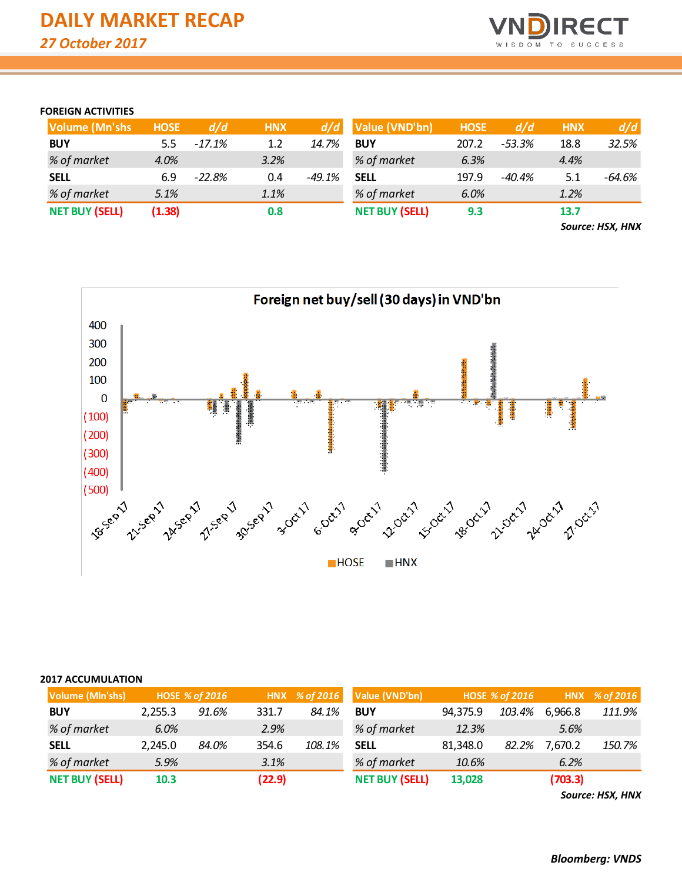# DAILY MARKET RECAP

*27 October 2017*

**FOREIGN ACTIVITIES**

| Volume (Mn'shs | HOSE | d/d | HNX | d/d |
|---|---|---|---|---|
| **BUY** | 5.5 | *-17.1%* | 1.2 | *14.7%* |
| *% of market* | *4.0%* | | *3.2%* | |
| **SELL** | 6.9 | *-22.8%* | 0.4 | *-49.1%* |
| *% of market* | *5.1%* | | *1.1%* | |
| **NET BUY (SELL)** | **(1.38)** | | **0.8** | |

| Value (VND'bn) | HOSE | d/d | HNX | d/d |
|---|---|---|---|---|
| **BUY** | 207.2 | *-53.3%* | 18.8 | *32.5%* |
| *% of market* | *6.3%* | | *4.4%* | |
| **SELL** | 197.9 | *-40.4%* | 5.1 | *-64.6%* |
| *% of market* | *6.0%* | | *1.2%* | |
| **NET BUY (SELL)** | **9.3** | | **13.7** | |

***Source: HSX, HNX***

**Foreign net buy/sell (30 days) in VND'bn**

**2017 ACCUMULATION**

| Volume (Mln'shs) | HOSE | % of 2016 | HNX | % of 2016 |
|---|---|---|---|---|
| **BUY** | 2,255.3 | *91.6%* | 331.7 | *84.1%* |
| *% of market* | *6.0%* | | *2.9%* | |
| **SELL** | 2,245.0 | *84.0%* | 354.6 | *108.1%* |
| *% of market* | *5.9%* | | *3.1%* | |
| **NET BUY (SELL)** | **10.3** | | **(22.9)** | |

| Value (VND'bn) | HOSE | % of 2016 | HNX | % of 2016 |
|---|---|---|---|---|
| **BUY** | 94,375.9 | *103.4%* | 6,966.8 | *111.9%* |
| *% of market* | *12.3%* | | *5.6%* | |
| **SELL** | 81,348.0 | *82.2%* | 7,670.2 | *150.7%* |
| *% of market* | *10.6%* | | *6.2%* | |
| **NET BUY (SELL)** | **13,028** | | **(703.3)** | |

***Source: HSX, HNX***

***Bloomberg: VNDS***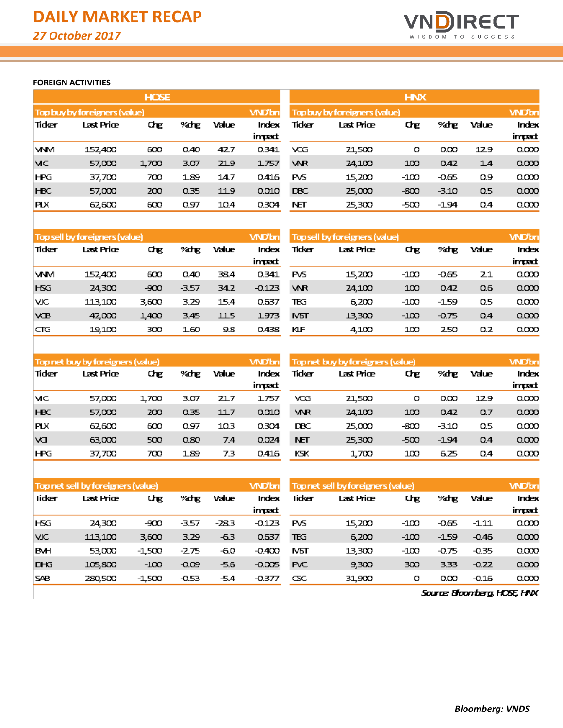# DAILY MARKET RECAP

*27 October 2017*

## FOREIGN ACTIVITIES

### HOSE

| Top buy by foreigners (value) | | | | | VND'bn |
|---|---|---|---|---|---|
| Ticker | Last Price | Chg | %chg | Value | Index impact |
| VNM | 152,400 | 600 | 0.40 | 42.7 | 0.341 |
| VIC | 57,000 | 1,700 | 3.07 | 21.9 | 1.757 |
| HPG | 37,700 | 700 | 1.89 | 14.7 | 0.416 |
| HBC | 57,000 | 200 | 0.35 | 11.9 | 0.010 |
| PLX | 62,600 | 600 | 0.97 | 10.4 | 0.304 |

| Top sell by foreigners (value) | | | | | VND'bn |
|---|---|---|---|---|---|
| Ticker | Last Price | Chg | %chg | Value | Index impact |
| VNM | 152,400 | 600 | 0.40 | 38.4 | 0.341 |
| HSG | 24,300 | -900 | -3.57 | 34.2 | -0.123 |
| VJC | 113,100 | 3,600 | 3.29 | 15.4 | 0.637 |
| VCB | 42,000 | 1,400 | 3.45 | 11.5 | 1.973 |
| CTG | 19,100 | 300 | 1.60 | 9.8 | 0.438 |

| Top net buy by foreigners (value) | | | | | VND'bn |
|---|---|---|---|---|---|
| Ticker | Last Price | Chg | %chg | Value | Index impact |
| VIC | 57,000 | 1,700 | 3.07 | 21.7 | 1.757 |
| HBC | 57,000 | 200 | 0.35 | 11.7 | 0.010 |
| PLX | 62,600 | 600 | 0.97 | 10.3 | 0.304 |
| VCI | 63,000 | 500 | 0.80 | 7.4 | 0.024 |
| HPG | 37,700 | 700 | 1.89 | 7.3 | 0.416 |

| Top net sell by foreigners (value) | | | | | VND'bn |
|---|---|---|---|---|---|
| Ticker | Last Price | Chg | %chg | Value | Index impact |
| HSG | 24,300 | -900 | -3.57 | -28.3 | -0.123 |
| VJC | 113,100 | 3,600 | 3.29 | -6.3 | 0.637 |
| BVH | 53,000 | -1,500 | -2.75 | -6.0 | -0.400 |
| DHG | 105,800 | -100 | -0.09 | -5.6 | -0.005 |
| SAB | 280,500 | -1,500 | -0.53 | -5.4 | -0.377 |

### HNX

| Top buy by foreigners (value) | | | | | VND'bn |
|---|---|---|---|---|---|
| Ticker | Last Price | Chg | %chg | Value | Index impact |
| VCG | 21,500 | 0 | 0.00 | 12.9 | 0.000 |
| VNR | 24,100 | 100 | 0.42 | 1.4 | 0.000 |
| PVS | 15,200 | -100 | -0.65 | 0.9 | 0.000 |
| DBC | 25,000 | -800 | -3.10 | 0.5 | 0.000 |
| NET | 25,300 | -500 | -1.94 | 0.4 | 0.000 |

| Top sell by foreigners (value) | | | | | VND'bn |
|---|---|---|---|---|---|
| Ticker | Last Price | Chg | %chg | Value | Index impact |
| PVS | 15,200 | -100 | -0.65 | 2.1 | 0.000 |
| VNR | 24,100 | 100 | 0.42 | 0.6 | 0.000 |
| TEG | 6,200 | -100 | -1.59 | 0.5 | 0.000 |
| MST | 13,300 | -100 | -0.75 | 0.4 | 0.000 |
| KLF | 4,100 | 100 | 2.50 | 0.2 | 0.000 |

| Top net buy by foreigners (value) | | | | | VND'bn |
|---|---|---|---|---|---|
| Ticker | Last Price | Chg | %chg | Value | Index impact |
| VCG | 21,500 | 0 | 0.00 | 12.9 | 0.000 |
| VNR | 24,100 | 100 | 0.42 | 0.7 | 0.000 |
| DBC | 25,000 | -800 | -3.10 | 0.5 | 0.000 |
| NET | 25,300 | -500 | -1.94 | 0.4 | 0.000 |
| KSK | 1,700 | 100 | 6.25 | 0.4 | 0.000 |

| Top net sell by foreigners (value) | | | | | VND'bn |
|---|---|---|---|---|---|
| Ticker | Last Price | Chg | %chg | Value | Index impact |
| PVS | 15,200 | -100 | -0.65 | -1.11 | 0.000 |
| TEG | 6,200 | -100 | -1.59 | -0.46 | 0.000 |
| MST | 13,300 | -100 | -0.75 | -0.35 | 0.000 |
| PVC | 9,300 | 300 | 3.33 | -0.22 | 0.000 |
| CSC | 31,900 | 0 | 0.00 | -0.16 | 0.000 |

*Source: Bloomberg, HOSE, HNX*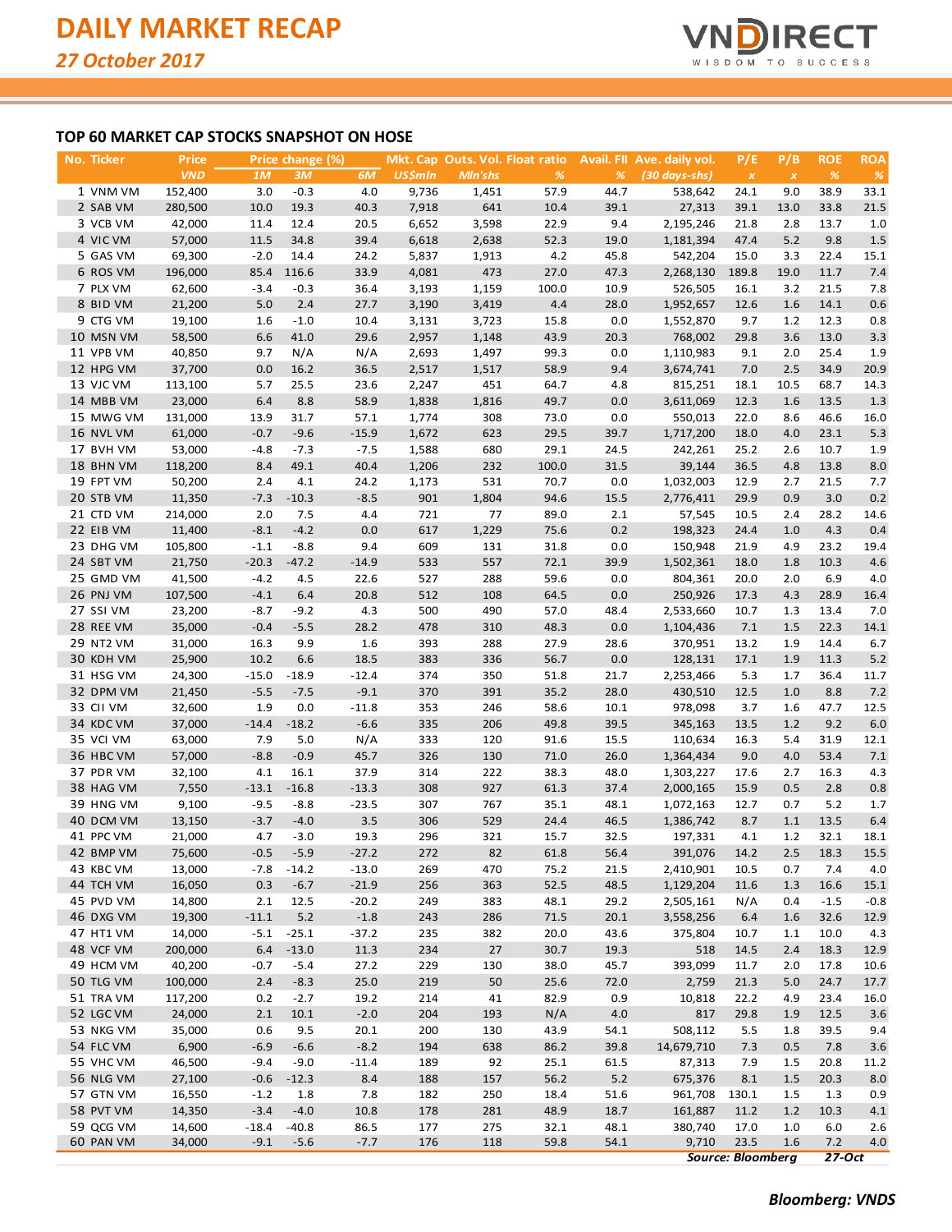# DAILY MARKET RECAP

*27 October 2017*

## TOP 60 MARKET CAP STOCKS SNAPSHOT ON HOSE

| No. | Ticker | Price | Price change (%) | | | Mkt. Cap | Outs. Vol. | Float ratio | Avail. FII | Ave. daily vol. | P/E | P/B | ROE | ROA |
|---|---|---|---|---|---|---|---|---|---|---|---|---|---|---|
| | | VND | 1M | 3M | 6M | US$mln | Mln'shs | % | % | (30 days-shs) | x | x | % | % |
| 1 | VNM VM | 152,400 | 3.0 | -0.3 | 4.0 | 9,736 | 1,451 | 57.9 | 44.7 | 538,642 | 24.1 | 9.0 | 38.9 | 33.1 |
| 2 | SAB VM | 280,500 | 10.0 | 19.3 | 40.3 | 7,918 | 641 | 10.4 | 39.1 | 27,313 | 39.1 | 13.0 | 33.8 | 21.5 |
| 3 | VCB VM | 42,000 | 11.4 | 12.4 | 20.5 | 6,652 | 3,598 | 22.9 | 9.4 | 2,195,246 | 21.8 | 2.8 | 13.7 | 1.0 |
| 4 | VIC VM | 57,000 | 11.5 | 34.8 | 39.4 | 6,618 | 2,638 | 52.3 | 19.0 | 1,181,394 | 47.4 | 5.2 | 9.8 | 1.5 |
| 5 | GAS VM | 69,300 | -2.0 | 14.4 | 24.2 | 5,837 | 1,913 | 4.2 | 45.8 | 542,204 | 15.0 | 3.3 | 22.4 | 15.1 |
| 6 | ROS VM | 196,000 | 85.4 | 116.6 | 33.9 | 4,081 | 473 | 27.0 | 47.3 | 2,268,130 | 189.8 | 19.0 | 11.7 | 7.4 |
| 7 | PLX VM | 62,600 | -3.4 | -0.3 | 36.4 | 3,193 | 1,159 | 100.0 | 10.9 | 526,505 | 16.1 | 3.2 | 21.5 | 7.8 |
| 8 | BID VM | 21,200 | 5.0 | 2.4 | 27.7 | 3,190 | 3,419 | 4.4 | 28.0 | 1,952,657 | 12.6 | 1.6 | 14.1 | 0.6 |
| 9 | CTG VM | 19,100 | 1.6 | -1.0 | 10.4 | 3,131 | 3,723 | 15.8 | 0.0 | 1,552,870 | 9.7 | 1.2 | 12.3 | 0.8 |
| 10 | MSN VM | 58,500 | 6.6 | 41.0 | 29.6 | 2,957 | 1,148 | 43.9 | 20.3 | 768,002 | 29.8 | 3.6 | 13.0 | 3.3 |
| 11 | VPB VM | 40,850 | 9.7 | N/A | N/A | 2,693 | 1,497 | 99.3 | 0.0 | 1,110,983 | 9.1 | 2.0 | 25.4 | 1.9 |
| 12 | HPG VM | 37,700 | 0.0 | 16.2 | 36.5 | 2,517 | 1,517 | 58.9 | 9.4 | 3,674,741 | 7.0 | 2.5 | 34.9 | 20.9 |
| 13 | VJC VM | 113,100 | 5.7 | 25.5 | 23.6 | 2,247 | 451 | 64.7 | 4.8 | 815,251 | 18.1 | 10.5 | 68.7 | 14.3 |
| 14 | MBB VM | 23,000 | 6.4 | 8.8 | 58.9 | 1,838 | 1,816 | 49.7 | 0.0 | 3,611,069 | 12.3 | 1.6 | 13.5 | 1.3 |
| 15 | MWG VM | 131,000 | 13.9 | 31.7 | 57.1 | 1,774 | 308 | 73.0 | 0.0 | 550,013 | 22.0 | 8.6 | 46.6 | 16.0 |
| 16 | NVL VM | 61,000 | -0.7 | -9.6 | -15.9 | 1,672 | 623 | 29.5 | 39.7 | 1,717,200 | 18.0 | 4.0 | 23.1 | 5.3 |
| 17 | BVH VM | 53,000 | -4.8 | -7.3 | -7.5 | 1,588 | 680 | 29.1 | 24.5 | 242,261 | 25.2 | 2.6 | 10.7 | 1.9 |
| 18 | BHN VM | 118,200 | 8.4 | 49.1 | 40.4 | 1,206 | 232 | 100.0 | 31.5 | 39,144 | 36.5 | 4.8 | 13.8 | 8.0 |
| 19 | FPT VM | 50,200 | 2.4 | 4.1 | 24.2 | 1,173 | 531 | 70.7 | 0.0 | 1,032,003 | 12.9 | 2.7 | 21.5 | 7.7 |
| 20 | STB VM | 11,350 | -7.3 | -10.3 | -8.5 | 901 | 1,804 | 94.6 | 15.5 | 2,776,411 | 29.9 | 0.9 | 3.0 | 0.2 |
| 21 | CTD VM | 214,000 | 2.0 | 7.5 | 4.4 | 721 | 77 | 89.0 | 2.1 | 57,545 | 10.5 | 2.4 | 28.2 | 14.6 |
| 22 | EIB VM | 11,400 | -8.1 | -4.2 | 0.0 | 617 | 1,229 | 75.6 | 0.2 | 198,323 | 24.4 | 1.0 | 4.3 | 0.4 |
| 23 | DHG VM | 105,800 | -1.1 | -8.8 | 9.4 | 609 | 131 | 31.8 | 0.0 | 150,948 | 21.9 | 4.9 | 23.2 | 19.4 |
| 24 | SBT VM | 21,750 | -20.3 | -47.2 | -14.9 | 533 | 557 | 72.1 | 39.9 | 1,502,361 | 18.0 | 1.8 | 10.3 | 4.6 |
| 25 | GMD VM | 41,500 | -4.2 | 4.5 | 22.6 | 527 | 288 | 59.6 | 0.0 | 804,361 | 20.0 | 2.0 | 6.9 | 4.0 |
| 26 | PNJ VM | 107,500 | -4.1 | 6.4 | 20.8 | 512 | 108 | 64.5 | 0.0 | 250,926 | 17.3 | 4.3 | 28.9 | 16.4 |
| 27 | SSI VM | 23,200 | -8.7 | -9.2 | 4.3 | 500 | 490 | 57.0 | 48.4 | 2,533,660 | 10.7 | 1.3 | 13.4 | 7.0 |
| 28 | REE VM | 35,000 | -0.4 | -5.5 | 28.2 | 478 | 310 | 48.3 | 0.0 | 1,104,436 | 7.1 | 1.5 | 22.3 | 14.1 |
| 29 | NT2 VM | 31,000 | 16.3 | 9.9 | 1.6 | 393 | 288 | 27.9 | 28.6 | 370,951 | 13.2 | 1.9 | 14.4 | 6.7 |
| 30 | KDH VM | 25,900 | 10.2 | 6.6 | 18.5 | 383 | 336 | 56.7 | 0.0 | 128,131 | 17.1 | 1.9 | 11.3 | 5.2 |
| 31 | HSG VM | 24,300 | -15.0 | -18.9 | -12.4 | 374 | 350 | 51.8 | 21.7 | 2,253,466 | 5.3 | 1.7 | 36.4 | 11.7 |
| 32 | DPM VM | 21,450 | -5.5 | -7.5 | -9.1 | 370 | 391 | 35.2 | 28.0 | 430,510 | 12.5 | 1.0 | 8.8 | 7.2 |
| 33 | CII VM | 32,600 | 1.9 | 0.0 | -11.8 | 353 | 246 | 58.6 | 10.1 | 978,098 | 3.7 | 1.6 | 47.7 | 12.5 |
| 34 | KDC VM | 37,000 | -14.4 | -18.2 | -6.6 | 335 | 206 | 49.8 | 39.5 | 345,163 | 13.5 | 1.2 | 9.2 | 6.0 |
| 35 | VCI VM | 63,000 | 7.9 | 5.0 | N/A | 333 | 120 | 91.6 | 15.5 | 110,634 | 16.3 | 5.4 | 31.9 | 12.1 |
| 36 | HBC VM | 57,000 | -8.8 | -0.9 | 45.7 | 326 | 130 | 71.0 | 26.0 | 1,364,434 | 9.0 | 4.0 | 53.4 | 7.1 |
| 37 | PDR VM | 32,100 | 4.1 | 16.1 | 37.9 | 314 | 222 | 38.3 | 48.0 | 1,303,227 | 17.6 | 2.7 | 16.3 | 4.3 |
| 38 | HAG VM | 7,550 | -13.1 | -16.8 | -13.3 | 308 | 927 | 61.3 | 37.4 | 2,000,165 | 15.9 | 0.5 | 2.8 | 0.8 |
| 39 | HNG VM | 9,100 | -9.5 | -8.8 | -23.5 | 307 | 767 | 35.1 | 48.1 | 1,072,163 | 12.7 | 0.7 | 5.2 | 1.7 |
| 40 | DCM VM | 13,150 | -3.7 | -4.0 | 3.5 | 306 | 529 | 24.4 | 46.5 | 1,386,742 | 8.7 | 1.1 | 13.5 | 6.4 |
| 41 | PPC VM | 21,000 | 4.7 | -3.0 | 19.3 | 296 | 321 | 15.7 | 32.5 | 197,331 | 4.1 | 1.2 | 32.1 | 18.1 |
| 42 | BMP VM | 75,600 | -0.5 | -5.9 | -27.2 | 272 | 82 | 61.8 | 56.4 | 391,076 | 14.2 | 2.5 | 18.3 | 15.5 |
| 43 | KBC VM | 13,000 | -7.8 | -14.2 | -13.0 | 269 | 470 | 75.2 | 21.5 | 2,410,901 | 10.5 | 0.7 | 7.4 | 4.0 |
| 44 | TCH VM | 16,050 | 0.3 | -6.7 | -21.9 | 256 | 363 | 52.5 | 48.5 | 1,129,204 | 11.6 | 1.3 | 16.6 | 15.1 |
| 45 | PVD VM | 14,800 | 2.1 | 12.5 | -20.2 | 249 | 383 | 48.1 | 29.2 | 2,505,161 | N/A | 0.4 | -1.5 | -0.8 |
| 46 | DXG VM | 19,300 | -11.1 | 5.2 | -1.8 | 243 | 286 | 71.5 | 20.1 | 3,558,256 | 6.4 | 1.6 | 32.6 | 12.9 |
| 47 | HT1 VM | 14,000 | -5.1 | -25.1 | -37.2 | 235 | 382 | 20.0 | 43.6 | 375,804 | 10.7 | 1.1 | 10.0 | 4.3 |
| 48 | VCF VM | 200,000 | 6.4 | -13.0 | 11.3 | 234 | 27 | 30.7 | 19.3 | 518 | 14.5 | 2.4 | 18.3 | 12.9 |
| 49 | HCM VM | 40,200 | -0.7 | -5.4 | 27.2 | 229 | 130 | 38.0 | 45.7 | 393,099 | 11.7 | 2.0 | 17.8 | 10.6 |
| 50 | TLG VM | 100,000 | 2.4 | -8.3 | 25.0 | 219 | 50 | 25.6 | 72.0 | 2,759 | 21.3 | 5.0 | 24.7 | 17.7 |
| 51 | TRA VM | 117,200 | 0.2 | -2.7 | 19.2 | 214 | 41 | 82.9 | 0.9 | 10,818 | 22.2 | 4.9 | 23.4 | 16.0 |
| 52 | LGC VM | 24,000 | 2.1 | 10.1 | -2.0 | 204 | 193 | N/A | 4.0 | 817 | 29.8 | 1.9 | 12.5 | 3.6 |
| 53 | NKG VM | 35,000 | 0.6 | 9.5 | 20.1 | 200 | 130 | 43.9 | 54.1 | 508,112 | 5.5 | 1.8 | 39.5 | 9.4 |
| 54 | FLC VM | 6,900 | -6.9 | -6.6 | -8.2 | 194 | 638 | 86.2 | 39.8 | 14,679,710 | 7.3 | 0.5 | 7.8 | 3.6 |
| 55 | VHC VM | 46,500 | -9.4 | -9.0 | -11.4 | 189 | 92 | 25.1 | 61.5 | 87,313 | 7.9 | 1.5 | 20.8 | 11.2 |
| 56 | NLG VM | 27,100 | -0.6 | -12.3 | 8.4 | 188 | 157 | 56.2 | 5.2 | 675,376 | 8.1 | 1.5 | 20.3 | 8.0 |
| 57 | GTN VM | 16,550 | -1.2 | 1.8 | 7.8 | 182 | 250 | 18.4 | 51.6 | 961,708 | 130.1 | 1.5 | 1.3 | 0.9 |
| 58 | PVT VM | 14,350 | -3.4 | -4.0 | 10.8 | 178 | 281 | 48.9 | 18.7 | 161,887 | 11.2 | 1.2 | 10.3 | 4.1 |
| 59 | QCG VM | 14,600 | -18.4 | -40.8 | 86.5 | 177 | 275 | 32.1 | 48.1 | 380,740 | 17.0 | 1.0 | 6.0 | 2.6 |
| 60 | PAN VM | 34,000 | -9.1 | -5.6 | -7.7 | 176 | 118 | 59.8 | 54.1 | 9,710 | 23.5 | 1.6 | 7.2 | 4.0 |

*Source: Bloomberg* *27-Oct*

***Bloomberg: VNDS***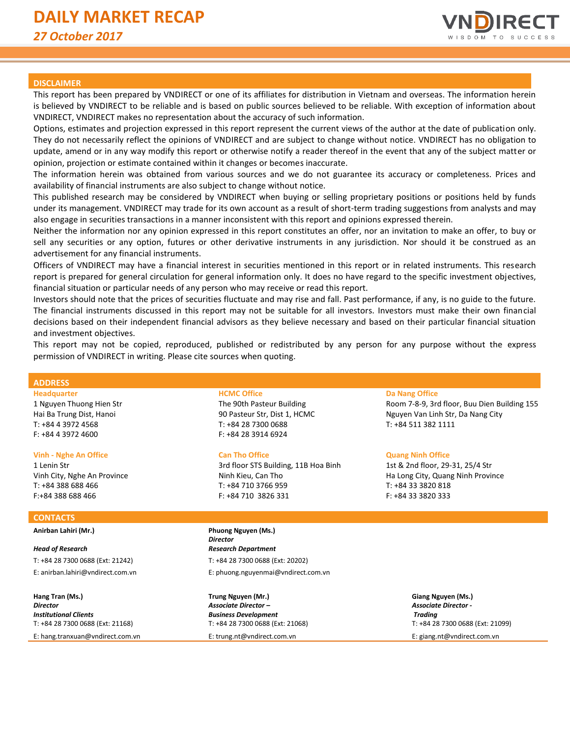# DAILY MARKET RECAP

*27 October 2017*

## DISCLAIMER

This report has been prepared by VNDIRECT or one of its affiliates for distribution in Vietnam and overseas. The information herein is believed by VNDIRECT to be reliable and is based on public sources believed to be reliable. With exception of information about VNDIRECT, VNDIRECT makes no representation about the accuracy of such information.

Options, estimates and projection expressed in this report represent the current views of the author at the date of publication only. They do not necessarily reflect the opinions of VNDIRECT and are subject to change without notice. VNDIRECT has no obligation to update, amend or in any way modify this report or otherwise notify a reader thereof in the event that any of the subject matter or opinion, projection or estimate contained within it changes or becomes inaccurate.

The information herein was obtained from various sources and we do not guarantee its accuracy or completeness. Prices and availability of financial instruments are also subject to change without notice.

This published research may be considered by VNDIRECT when buying or selling proprietary positions or positions held by funds under its management. VNDIRECT may trade for its own account as a result of short-term trading suggestions from analysts and may also engage in securities transactions in a manner inconsistent with this report and opinions expressed therein.

Neither the information nor any opinion expressed in this report constitutes an offer, nor an invitation to make an offer, to buy or sell any securities or any option, futures or other derivative instruments in any jurisdiction. Nor should it be construed as an advertisement for any financial instruments.

Officers of VNDIRECT may have a financial interest in securities mentioned in this report or in related instruments. This research report is prepared for general circulation for general information only. It does no have regard to the specific investment objectives, financial situation or particular needs of any person who may receive or read this report.

Investors should note that the prices of securities fluctuate and may rise and fall. Past performance, if any, is no guide to the future. The financial instruments discussed in this report may not be suitable for all investors. Investors must make their own financial decisions based on their independent financial advisors as they believe necessary and based on their particular financial situation and investment objectives.

This report may not be copied, reproduced, published or redistributed by any person for any purpose without the express permission of VNDIRECT in writing. Please cite sources when quoting.

## ADDRESS

**Headquarter**
1 Nguyen Thuong Hien Str
Hai Ba Trung Dist, Hanoi
T: +84 4 3972 4568
F: +84 4 3972 4600

**HCMC Office**
The 90th Pasteur Building
90 Pasteur Str, Dist 1, HCMC
T: +84 28 7300 0688
F: +84 28 3914 6924

**Da Nang Office**
Room 7-8-9, 3rd floor, Buu Dien Building 155 Nguyen Van Linh Str, Da Nang City
T: +84 511 382 1111

**Vinh - Nghe An Office**
1 Lenin Str
Vinh City, Nghe An Province
T: +84 388 688 466
F:+84 388 688 466

**Can Tho Office**
3rd floor STS Building, 11B Hoa Binh
Ninh Kieu, Can Tho
T: +84 710 3766 959
F: +84 710 3826 331

**Quang Ninh Office**
1st & 2nd floor, 29-31, 25/4 Str
Ha Long City, Quang Ninh Province
T: +84 33 3820 818
F: +84 33 3820 333

## CONTACTS

**Anirban Lahiri (Mr.)**
***Head of Research***
T: +84 28 7300 0688 (Ext: 21242)
E: anirban.lahiri@vndirect.com.vn

**Phuong Nguyen (Ms.)**
***Director***
***Research Department***
T: +84 28 7300 0688 (Ext: 20202)
E: phuong.nguyenmai@vndirect.com.vn

**Hang Tran (Ms.)**
***Director***
***Institutional Clients***
T: +84 28 7300 0688 (Ext: 21168)
E: hang.tranxuan@vndirect.com.vn

**Trung Nguyen (Mr.)**
***Associate Director –***
***Business Development***
T: +84 28 7300 0688 (Ext: 21068)
E: trung.nt@vndirect.com.vn

**Giang Nguyen (Ms.)**
***Associate Director -***
***Trading***
T: +84 28 7300 0688 (Ext: 21099)
E: giang.nt@vndirect.com.vn